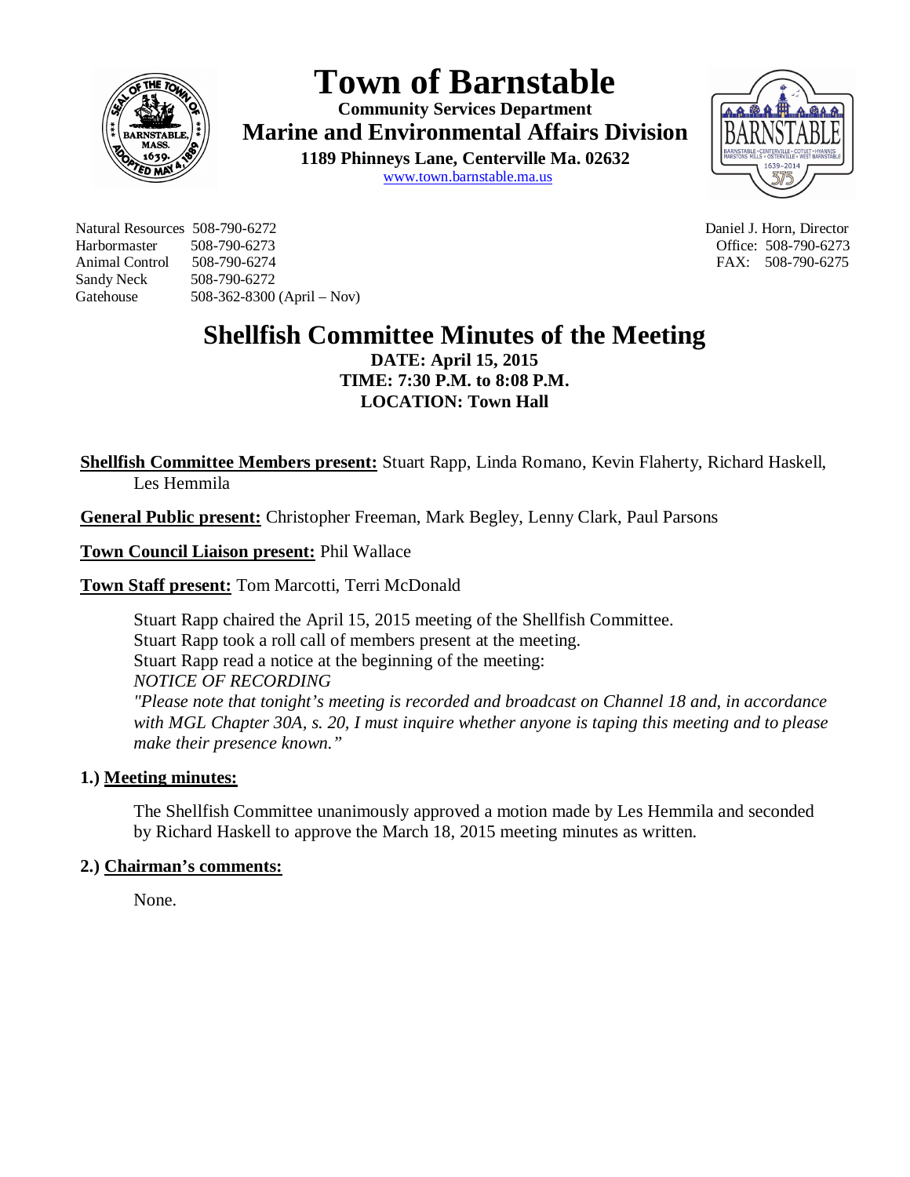# Town of Barnstable

**Community Services Department**

**Marine and Environmental Affairs Division**

**1189 Phinneys Lane, Centerville Ma. 02632**

www.town.barnstable.ma.us

Natural Resources 508-790-6272
Harbormaster 508-790-6273
Animal Control 508-790-6274
Sandy Neck 508-790-6272
Gatehouse 508-362-8300 (April – Nov)

Daniel J. Horn, Director
Office: 508-790-6273
FAX: 508-790-6275

## Shellfish Committee Minutes of the Meeting

**DATE: April 15, 2015**
**TIME: 7:30 P.M. to 8:08 P.M.**
**LOCATION: Town Hall**

**Shellfish Committee Members present:** Stuart Rapp, Linda Romano, Kevin Flaherty, Richard Haskell, Les Hemmila

**General Public present:** Christopher Freeman, Mark Begley, Lenny Clark, Paul Parsons

**Town Council Liaison present:** Phil Wallace

**Town Staff present:** Tom Marcotti, Terri McDonald

Stuart Rapp chaired the April 15, 2015 meeting of the Shellfish Committee.
Stuart Rapp took a roll call of members present at the meeting.
Stuart Rapp read a notice at the beginning of the meeting:
*NOTICE OF RECORDING*
*"Please note that tonight's meeting is recorded and broadcast on Channel 18 and, in accordance with MGL Chapter 30A, s. 20, I must inquire whether anyone is taping this meeting and to please make their presence known."*

### 1.) Meeting minutes:

The Shellfish Committee unanimously approved a motion made by Les Hemmila and seconded by Richard Haskell to approve the March 18, 2015 meeting minutes as written.

### 2.) Chairman's comments:

None.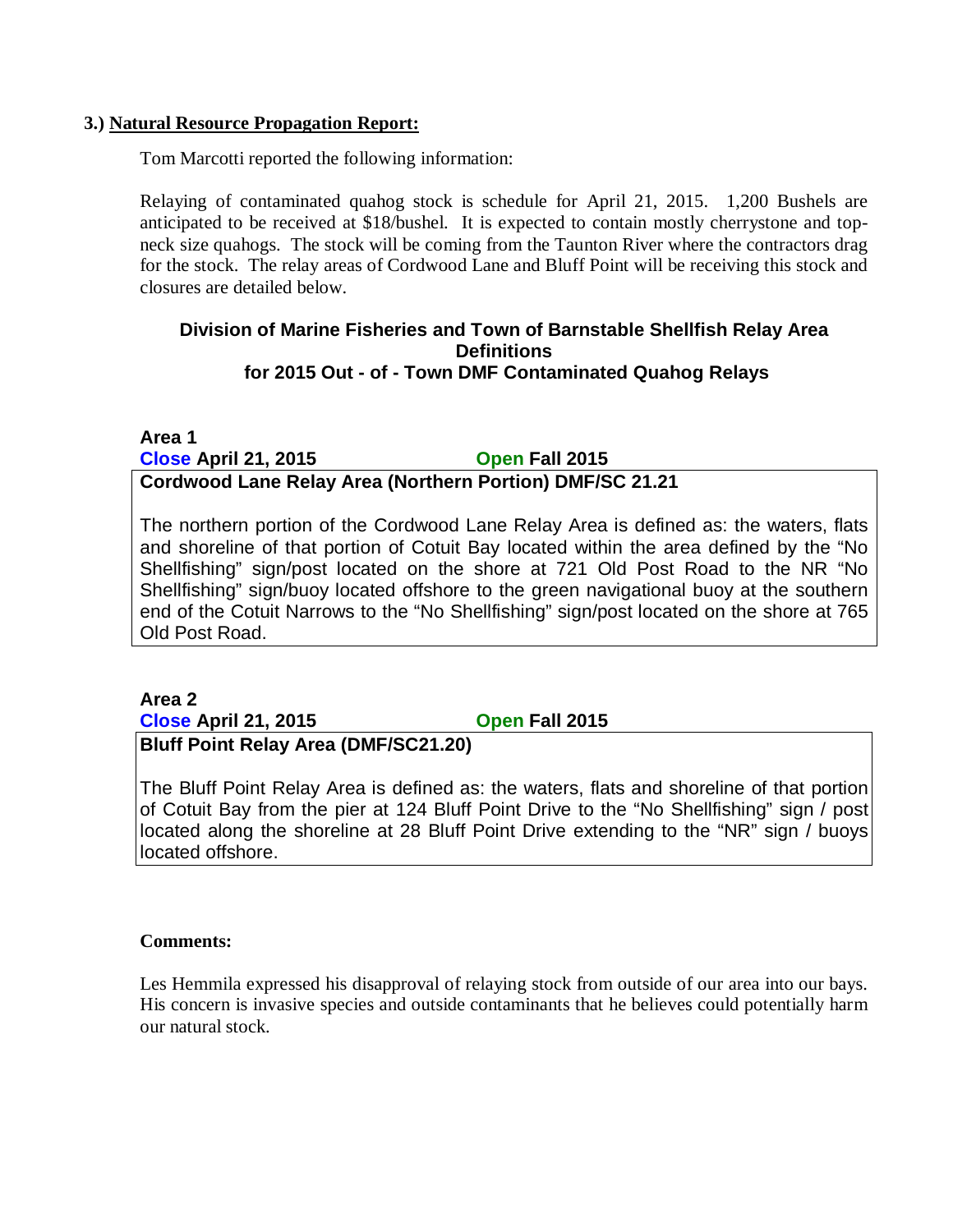### 3.) Natural Resource Propagation Report:

Tom Marcotti reported the following information:

Relaying of contaminated quahog stock is schedule for April 21, 2015. 1,200 Bushels are anticipated to be received at $18/bushel. It is expected to contain mostly cherrystone and top-neck size quahogs. The stock will be coming from the Taunton River where the contractors drag for the stock. The relay areas of Cordwood Lane and Bluff Point will be receiving this stock and closures are detailed below.

**Division of Marine Fisheries and Town of Barnstable Shellfish Relay Area Definitions for 2015 Out - of - Town DMF Contaminated Quahog Relays**

**Area 1**

**Close April 21, 2015** **Open Fall 2015**

**Cordwood Lane Relay Area (Northern Portion) DMF/SC 21.21**

The northern portion of the Cordwood Lane Relay Area is defined as: the waters, flats and shoreline of that portion of Cotuit Bay located within the area defined by the "No Shellfishing" sign/post located on the shore at 721 Old Post Road to the NR "No Shellfishing" sign/buoy located offshore to the green navigational buoy at the southern end of the Cotuit Narrows to the "No Shellfishing" sign/post located on the shore at 765 Old Post Road.

**Area 2**

**Close April 21, 2015** **Open Fall 2015**

**Bluff Point Relay Area (DMF/SC21.20)**

The Bluff Point Relay Area is defined as: the waters, flats and shoreline of that portion of Cotuit Bay from the pier at 124 Bluff Point Drive to the "No Shellfishing" sign / post located along the shoreline at 28 Bluff Point Drive extending to the "NR" sign / buoys located offshore.

**Comments:**

Les Hemmila expressed his disapproval of relaying stock from outside of our area into our bays. His concern is invasive species and outside contaminants that he believes could potentially harm our natural stock.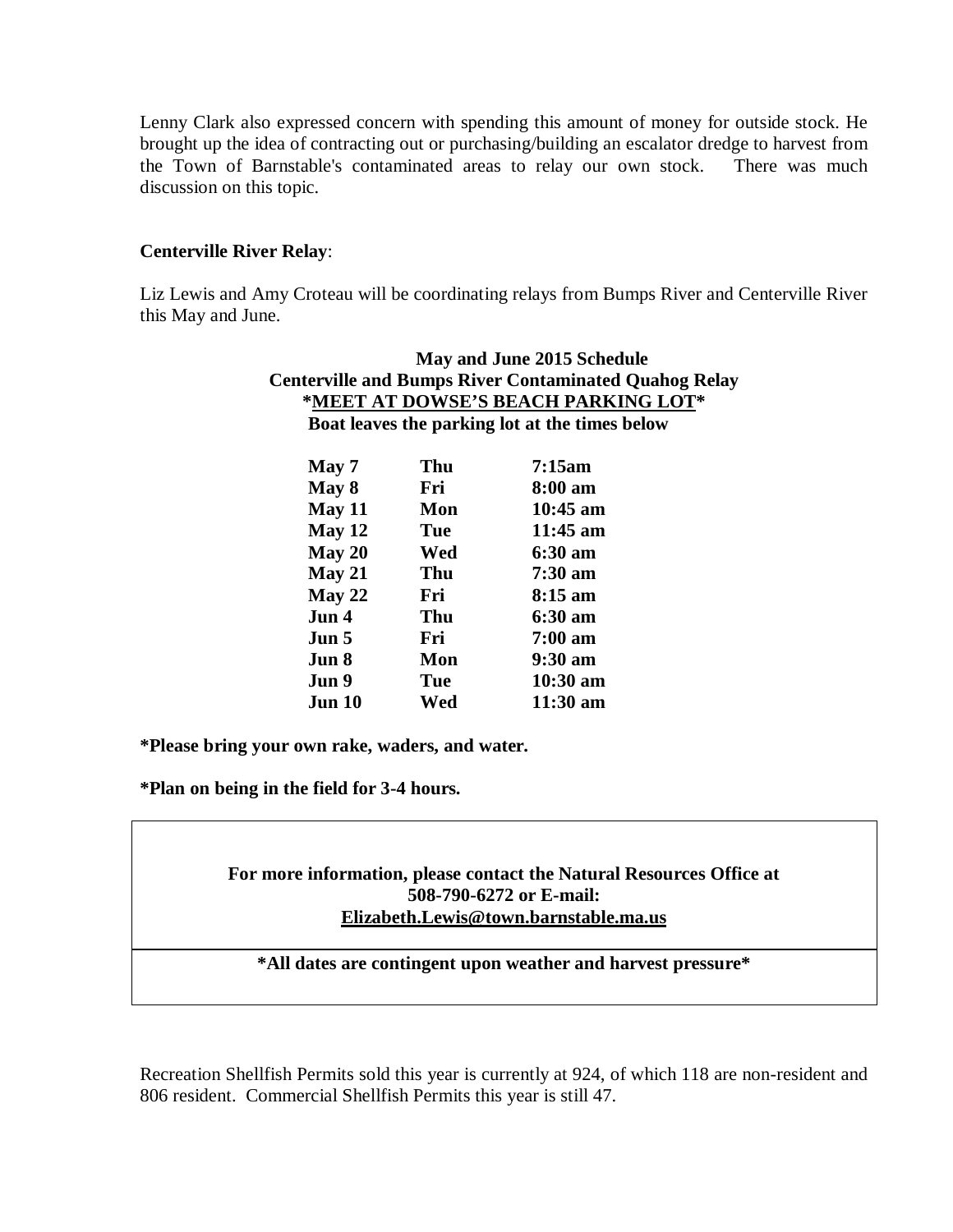Lenny Clark also expressed concern with spending this amount of money for outside stock. He brought up the idea of contracting out or purchasing/building an escalator dredge to harvest from the Town of Barnstable's contaminated areas to relay our own stock. There was much discussion on this topic.

**Centerville River Relay**:

Liz Lewis and Amy Croteau will be coordinating relays from Bumps River and Centerville River this May and June.

**May and June 2015 Schedule**
**Centerville and Bumps River Contaminated Quahog Relay**
***MEET AT DOWSE'S BEACH PARKING LOT***
**Boat leaves the parking lot at the times below**

| Date | Day | Time |
| --- | --- | --- |
| **May 7** | **Thu** | **7:15am** |
| **May 8** | **Fri** | **8:00 am** |
| **May 11** | **Mon** | **10:45 am** |
| **May 12** | **Tue** | **11:45 am** |
| **May 20** | **Wed** | **6:30 am** |
| **May 21** | **Thu** | **7:30 am** |
| **May 22** | **Fri** | **8:15 am** |
| **Jun 4** | **Thu** | **6:30 am** |
| **Jun 5** | **Fri** | **7:00 am** |
| **Jun 8** | **Mon** | **9:30 am** |
| **Jun 9** | **Tue** | **10:30 am** |
| **Jun 10** | **Wed** | **11:30 am** |

***Please bring your own rake, waders, and water.**

***Plan on being in the field for 3-4 hours.**

**For more information, please contact the Natural Resources Office at 508-790-6272 or E-mail: Elizabeth.Lewis@town.barnstable.ma.us**

***All dates are contingent upon weather and harvest pressure***

Recreation Shellfish Permits sold this year is currently at 924, of which 118 are non-resident and 806 resident. Commercial Shellfish Permits this year is still 47.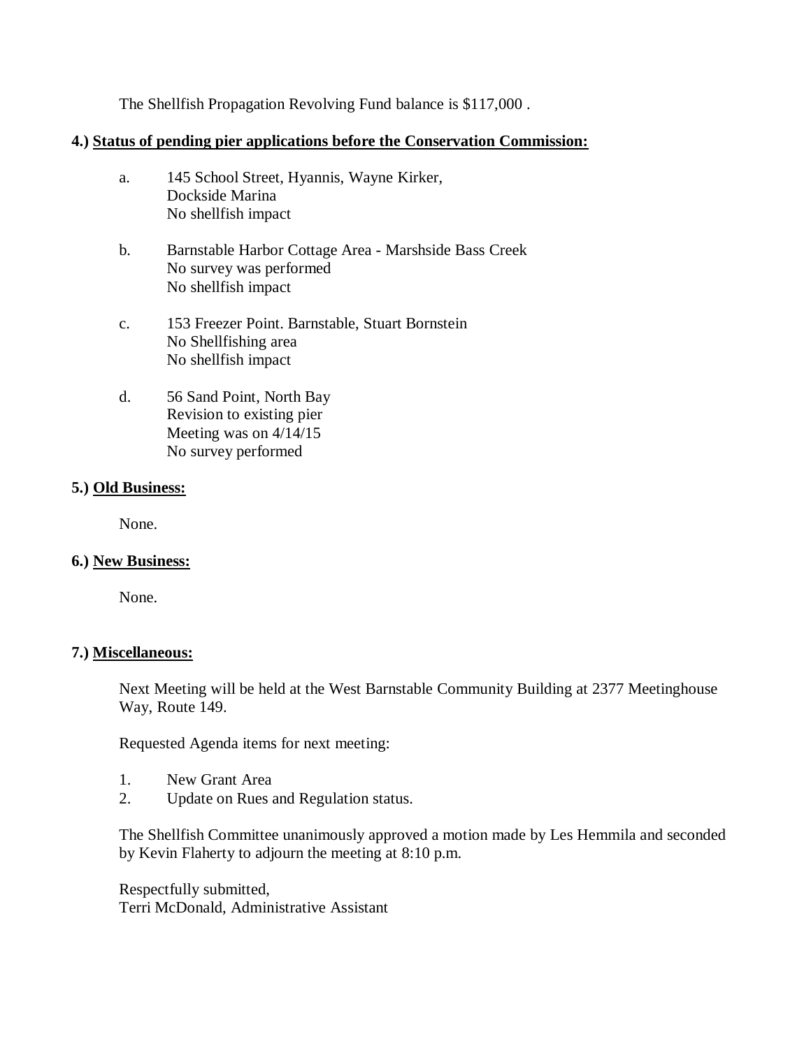The Shellfish Propagation Revolving Fund balance is $117,000 .

**4.) <u>Status of pending pier applications before the Conservation Commission:</u>**

a. 145 School Street, Hyannis, Wayne Kirker,
   Dockside Marina
   No shellfish impact

b. Barnstable Harbor Cottage Area - Marshside Bass Creek
   No survey was performed
   No shellfish impact

c. 153 Freezer Point. Barnstable, Stuart Bornstein
   No Shellfishing area
   No shellfish impact

d. 56 Sand Point, North Bay
   Revision to existing pier
   Meeting was on 4/14/15
   No survey performed

**5.) <u>Old Business:</u>**

None.

**6.) <u>New Business:</u>**

None.

**7.) <u>Miscellaneous:</u>**

Next Meeting will be held at the West Barnstable Community Building at 2377 Meetinghouse Way, Route 149.

Requested Agenda items for next meeting:

1. New Grant Area
2. Update on Rues and Regulation status.

The Shellfish Committee unanimously approved a motion made by Les Hemmila and seconded by Kevin Flaherty to adjourn the meeting at 8:10 p.m.

Respectfully submitted,
Terri McDonald, Administrative Assistant